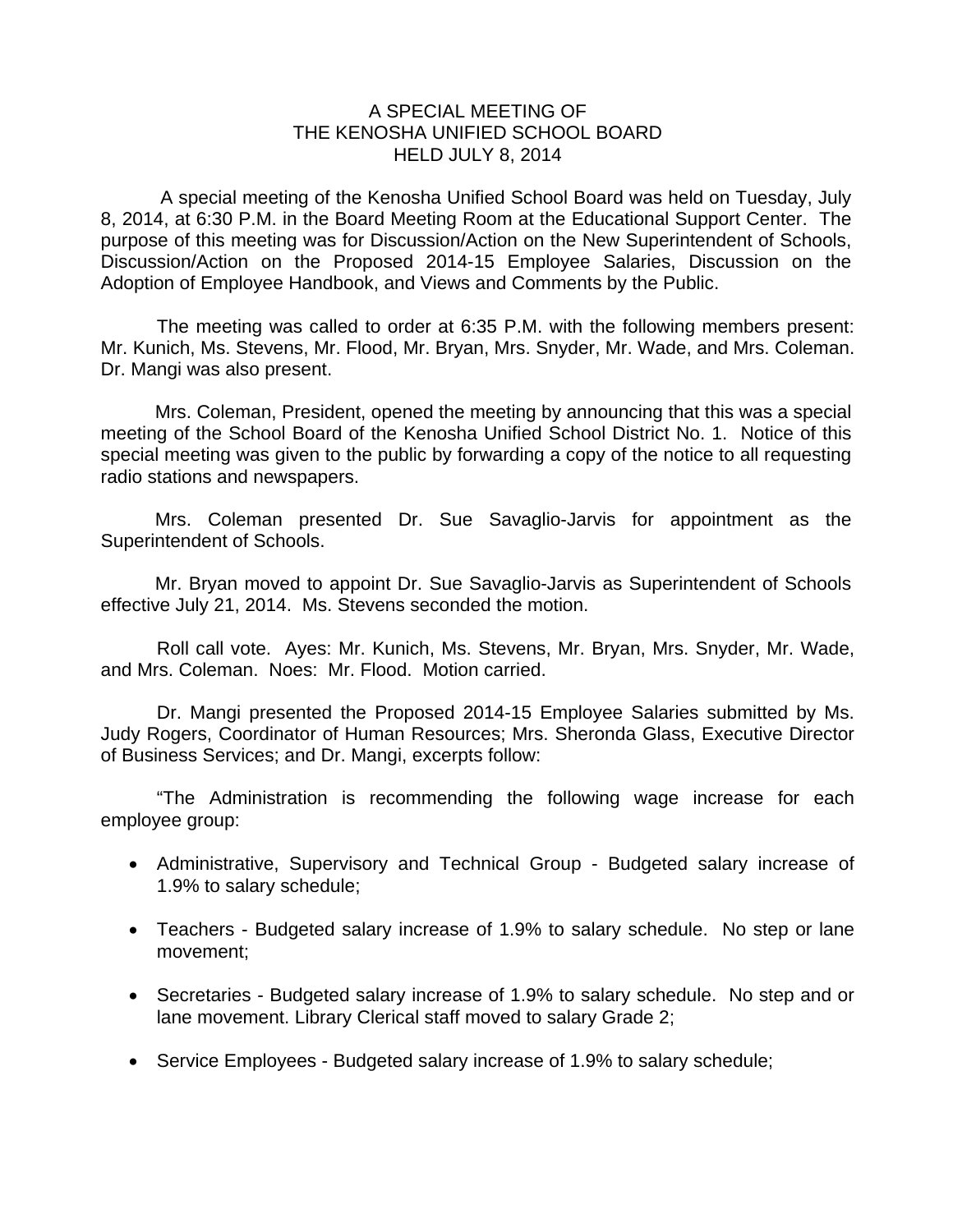# A SPECIAL MEETING OF
# THE KENOSHA UNIFIED SCHOOL BOARD
# HELD JULY 8, 2014

A special meeting of the Kenosha Unified School Board was held on Tuesday, July 8, 2014, at 6:30 P.M. in the Board Meeting Room at the Educational Support Center. The purpose of this meeting was for Discussion/Action on the New Superintendent of Schools, Discussion/Action on the Proposed 2014-15 Employee Salaries, Discussion on the Adoption of Employee Handbook, and Views and Comments by the Public.

The meeting was called to order at 6:35 P.M. with the following members present: Mr. Kunich, Ms. Stevens, Mr. Flood, Mr. Bryan, Mrs. Snyder, Mr. Wade, and Mrs. Coleman. Dr. Mangi was also present.

Mrs. Coleman, President, opened the meeting by announcing that this was a special meeting of the School Board of the Kenosha Unified School District No. 1. Notice of this special meeting was given to the public by forwarding a copy of the notice to all requesting radio stations and newspapers.

Mrs. Coleman presented Dr. Sue Savaglio-Jarvis for appointment as the Superintendent of Schools.

Mr. Bryan moved to appoint Dr. Sue Savaglio-Jarvis as Superintendent of Schools effective July 21, 2014. Ms. Stevens seconded the motion.

Roll call vote. Ayes: Mr. Kunich, Ms. Stevens, Mr. Bryan, Mrs. Snyder, Mr. Wade, and Mrs. Coleman. Noes: Mr. Flood. Motion carried.

Dr. Mangi presented the Proposed 2014-15 Employee Salaries submitted by Ms. Judy Rogers, Coordinator of Human Resources; Mrs. Sheronda Glass, Executive Director of Business Services; and Dr. Mangi, excerpts follow:

"The Administration is recommending the following wage increase for each employee group:

- Administrative, Supervisory and Technical Group - Budgeted salary increase of 1.9% to salary schedule;
- Teachers - Budgeted salary increase of 1.9% to salary schedule. No step or lane movement;
- Secretaries - Budgeted salary increase of 1.9% to salary schedule. No step and or lane movement. Library Clerical staff moved to salary Grade 2;
- Service Employees - Budgeted salary increase of 1.9% to salary schedule;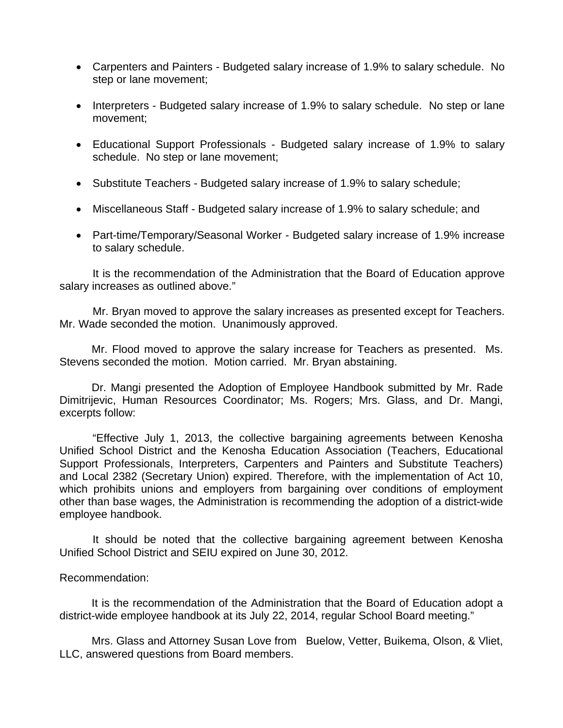- Carpenters and Painters - Budgeted salary increase of 1.9% to salary schedule. No step or lane movement;
- Interpreters - Budgeted salary increase of 1.9% to salary schedule. No step or lane movement;
- Educational Support Professionals - Budgeted salary increase of 1.9% to salary schedule. No step or lane movement;
- Substitute Teachers - Budgeted salary increase of 1.9% to salary schedule;
- Miscellaneous Staff - Budgeted salary increase of 1.9% to salary schedule; and
- Part-time/Temporary/Seasonal Worker - Budgeted salary increase of 1.9% increase to salary schedule.

It is the recommendation of the Administration that the Board of Education approve salary increases as outlined above."

Mr. Bryan moved to approve the salary increases as presented except for Teachers. Mr. Wade seconded the motion. Unanimously approved.

Mr. Flood moved to approve the salary increase for Teachers as presented. Ms. Stevens seconded the motion. Motion carried. Mr. Bryan abstaining.

Dr. Mangi presented the Adoption of Employee Handbook submitted by Mr. Rade Dimitrijevic, Human Resources Coordinator; Ms. Rogers; Mrs. Glass, and Dr. Mangi, excerpts follow:

"Effective July 1, 2013, the collective bargaining agreements between Kenosha Unified School District and the Kenosha Education Association (Teachers, Educational Support Professionals, Interpreters, Carpenters and Painters and Substitute Teachers) and Local 2382 (Secretary Union) expired. Therefore, with the implementation of Act 10, which prohibits unions and employers from bargaining over conditions of employment other than base wages, the Administration is recommending the adoption of a district-wide employee handbook.

It should be noted that the collective bargaining agreement between Kenosha Unified School District and SEIU expired on June 30, 2012.

Recommendation:

It is the recommendation of the Administration that the Board of Education adopt a district-wide employee handbook at its July 22, 2014, regular School Board meeting."

Mrs. Glass and Attorney Susan Love from Buelow, Vetter, Buikema, Olson, & Vliet, LLC, answered questions from Board members.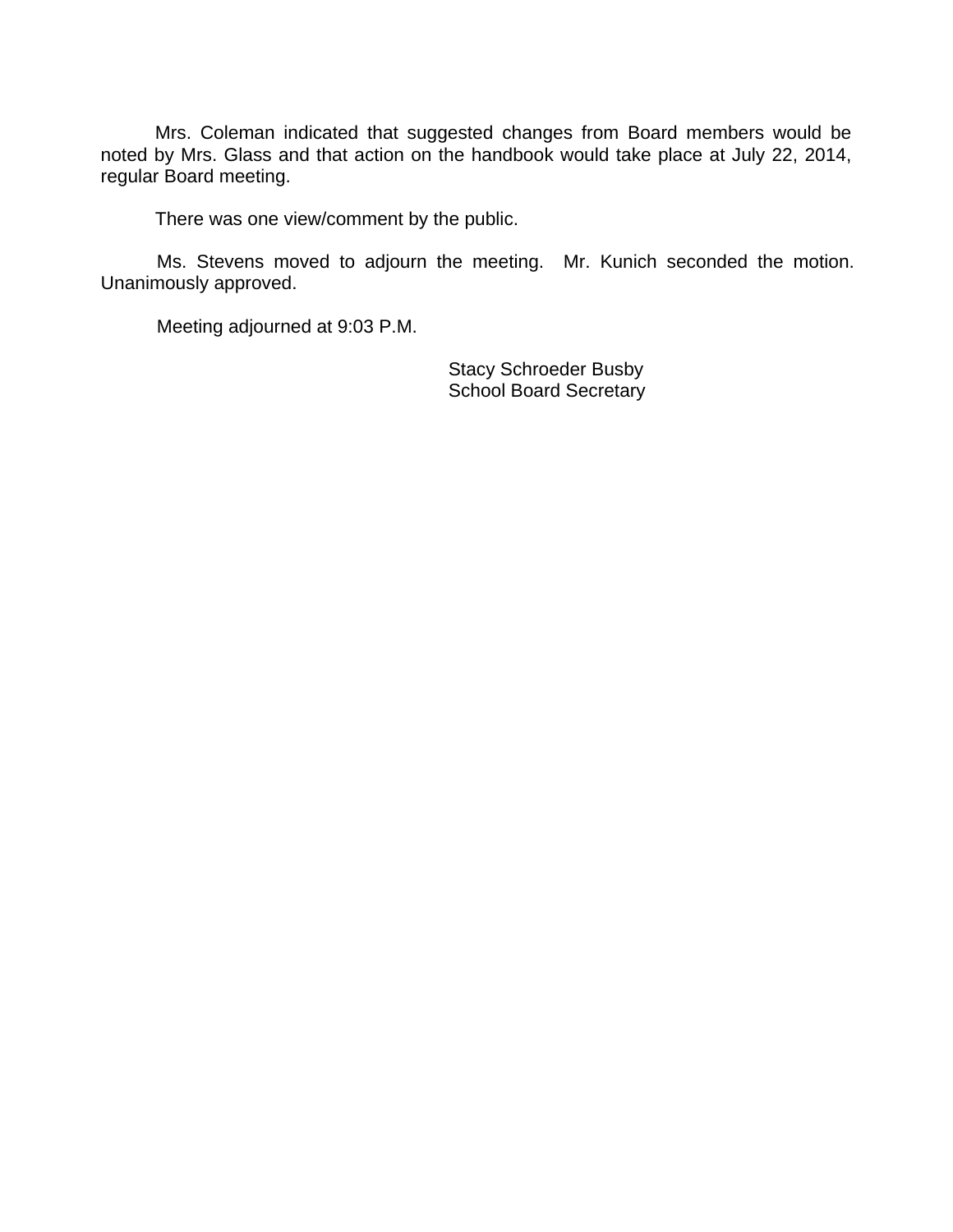Mrs. Coleman indicated that suggested changes from Board members would be noted by Mrs. Glass and that action on the handbook would take place at July 22, 2014, regular Board meeting.

There was one view/comment by the public.

Ms. Stevens moved to adjourn the meeting. Mr. Kunich seconded the motion. Unanimously approved.

Meeting adjourned at 9:03 P.M.

Stacy Schroeder Busby  
School Board Secretary